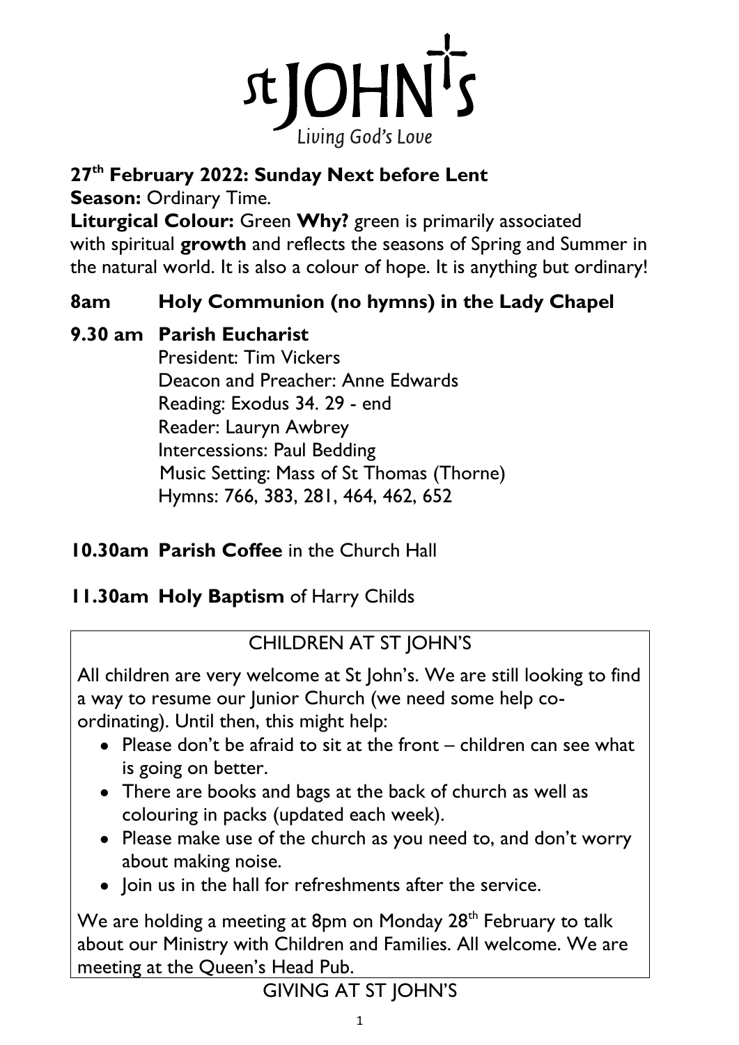# St JOHN'S

Living God's Love

**27th February 2022: Sunday Next before Lent**

**Season:** Ordinary Time.

**Liturgical Colour:** Green **Why?** green is primarily associated with spiritual **growth** and reflects the seasons of Spring and Summer in the natural world. It is also a colour of hope. It is anything but ordinary!

## 8am Holy Communion (no hymns) in the Lady Chapel

## 9.30 am Parish Eucharist

President: Tim Vickers
Deacon and Preacher: Anne Edwards
Reading: Exodus 34. 29 - end
Reader: Lauryn Awbrey
Intercessions: Paul Bedding
Music Setting: Mass of St Thomas (Thorne)
Hymns: 766, 383, 281, 464, 462, 652

## 10.30am **Parish Coffee** in the Church Hall

## 11.30am **Holy Baptism** of Harry Childs

### CHILDREN AT ST JOHN'S

All children are very welcome at St John's. We are still looking to find a way to resume our Junior Church (we need some help co-ordinating). Until then, this might help:

- Please don't be afraid to sit at the front – children can see what is going on better.
- There are books and bags at the back of church as well as colouring in packs (updated each week).
- Please make use of the church as you need to, and don't worry about making noise.
- Join us in the hall for refreshments after the service.

We are holding a meeting at 8pm on Monday 28th February to talk about our Ministry with Children and Families. All welcome. We are meeting at the Queen's Head Pub.

### GIVING AT ST JOHN'S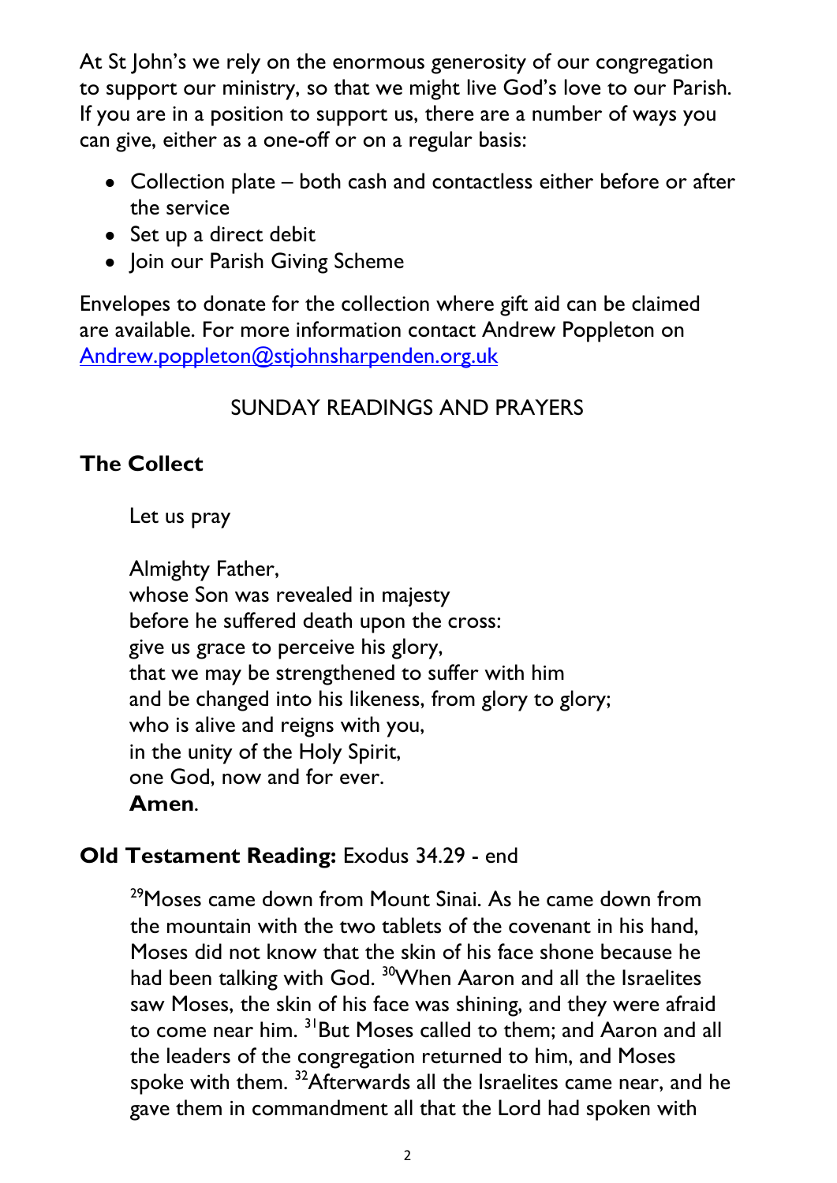At St John's we rely on the enormous generosity of our congregation to support our ministry, so that we might live God's love to our Parish. If you are in a position to support us, there are a number of ways you can give, either as a one-off or on a regular basis:

- Collection plate – both cash and contactless either before or after the service
- Set up a direct debit
- Join our Parish Giving Scheme

Envelopes to donate for the collection where gift aid can be claimed are available. For more information contact Andrew Poppleton on [Andrew.poppleton@stjohnsharpenden.org.uk](mailto:Andrew.poppleton@stjohnsharpenden.org.uk)

## SUNDAY READINGS AND PRAYERS

### The Collect

Let us pray

Almighty Father,
whose Son was revealed in majesty
before he suffered death upon the cross:
give us grace to perceive his glory,
that we may be strengthened to suffer with him
and be changed into his likeness, from glory to glory;
who is alive and reigns with you,
in the unity of the Holy Spirit,
one God, now and for ever.
**Amen**.

### Old Testament Reading: Exodus 34.29 - end

[29]Moses came down from Mount Sinai. As he came down from the mountain with the two tablets of the covenant in his hand, Moses did not know that the skin of his face shone because he had been talking with God. [30]When Aaron and all the Israelites saw Moses, the skin of his face was shining, and they were afraid to come near him. [31]But Moses called to them; and Aaron and all the leaders of the congregation returned to him, and Moses spoke with them. [32]Afterwards all the Israelites came near, and he gave them in commandment all that the Lord had spoken with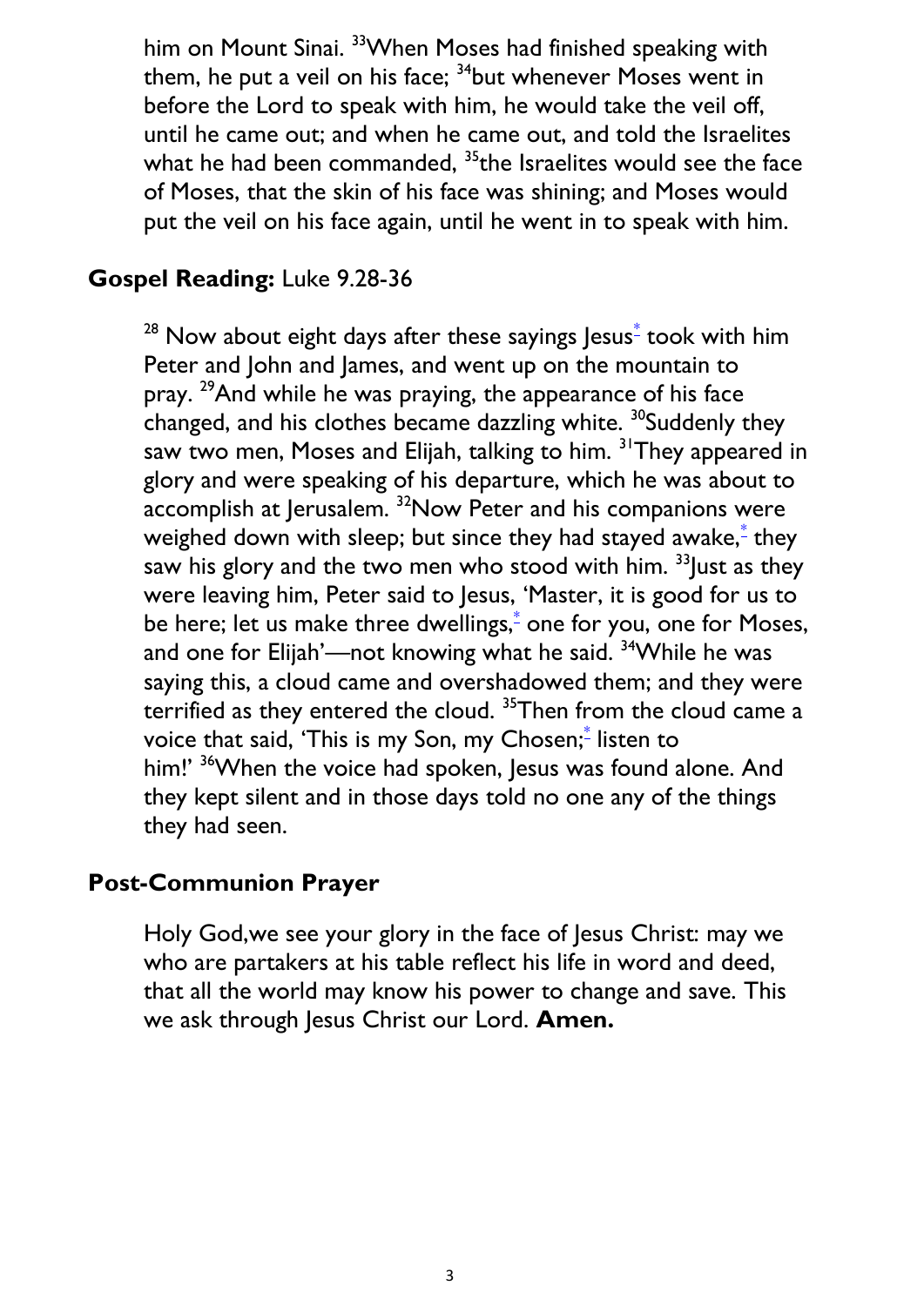him on Mount Sinai. [33]When Moses had finished speaking with them, he put a veil on his face; [34]but whenever Moses went in before the Lord to speak with him, he would take the veil off, until he came out; and when he came out, and told the Israelites what he had been commanded, [35]the Israelites would see the face of Moses, that the skin of his face was shining; and Moses would put the veil on his face again, until he went in to speak with him.

## **Gospel Reading:** Luke 9.28-36

[28] Now about eight days after these sayings Jesus* took with him Peter and John and James, and went up on the mountain to pray. [29]And while he was praying, the appearance of his face changed, and his clothes became dazzling white. [30]Suddenly they saw two men, Moses and Elijah, talking to him. [31]They appeared in glory and were speaking of his departure, which he was about to accomplish at Jerusalem. [32]Now Peter and his companions were weighed down with sleep; but since they had stayed awake,* they saw his glory and the two men who stood with him. [33]Just as they were leaving him, Peter said to Jesus, 'Master, it is good for us to be here; let us make three dwellings,* one for you, one for Moses, and one for Elijah'—not knowing what he said. [34]While he was saying this, a cloud came and overshadowed them; and they were terrified as they entered the cloud. [35]Then from the cloud came a voice that said, 'This is my Son, my Chosen;* listen to him!' [36]When the voice had spoken, Jesus was found alone. And they kept silent and in those days told no one any of the things they had seen.

## **Post-Communion Prayer**

Holy God,we see your glory in the face of Jesus Christ: may we who are partakers at his table reflect his life in word and deed, that all the world may know his power to change and save. This we ask through Jesus Christ our Lord. **Amen.**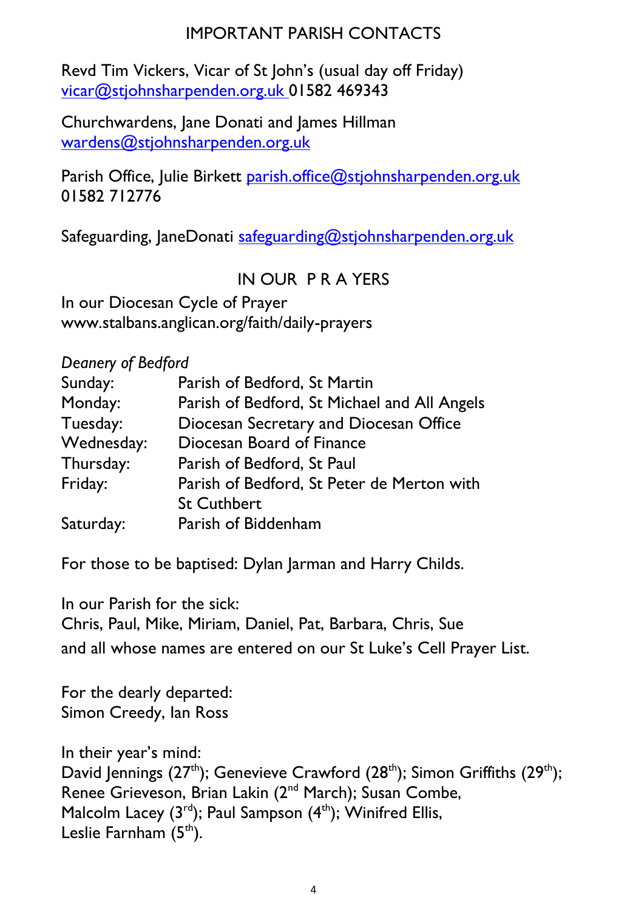## IMPORTANT PARISH CONTACTS

Revd Tim Vickers, Vicar of St John's (usual day off Friday)
vicar@stjohnsharpenden.org.uk 01582 469343

Churchwardens, Jane Donati and James Hillman
wardens@stjohnsharpenden.org.uk

Parish Office, Julie Birkett parish.office@stjohnsharpenden.org.uk
01582 712776

Safeguarding, JaneDonati safeguarding@stjohnsharpenden.org.uk

## IN OUR P R A YERS

In our Diocesan Cycle of Prayer
www.stalbans.anglican.org/faith/daily-prayers

*Deanery of Bedford*

| | |
|---|---|
| Sunday: | Parish of Bedford, St Martin |
| Monday: | Parish of Bedford, St Michael and All Angels |
| Tuesday: | Diocesan Secretary and Diocesan Office |
| Wednesday: | Diocesan Board of Finance |
| Thursday: | Parish of Bedford, St Paul |
| Friday: | Parish of Bedford, St Peter de Merton with St Cuthbert |
| Saturday: | Parish of Biddenham |

For those to be baptised: Dylan Jarman and Harry Childs.

In our Parish for the sick:
Chris, Paul, Mike, Miriam, Daniel, Pat, Barbara, Chris, Sue
and all whose names are entered on our St Luke's Cell Prayer List.

For the dearly departed:
Simon Creedy, Ian Ross

In their year's mind:
David Jennings (27th); Genevieve Crawford (28th); Simon Griffiths (29th); Renee Grieveson, Brian Lakin (2nd March); Susan Combe, Malcolm Lacey (3rd); Paul Sampson (4th); Winifred Ellis, Leslie Farnham (5th).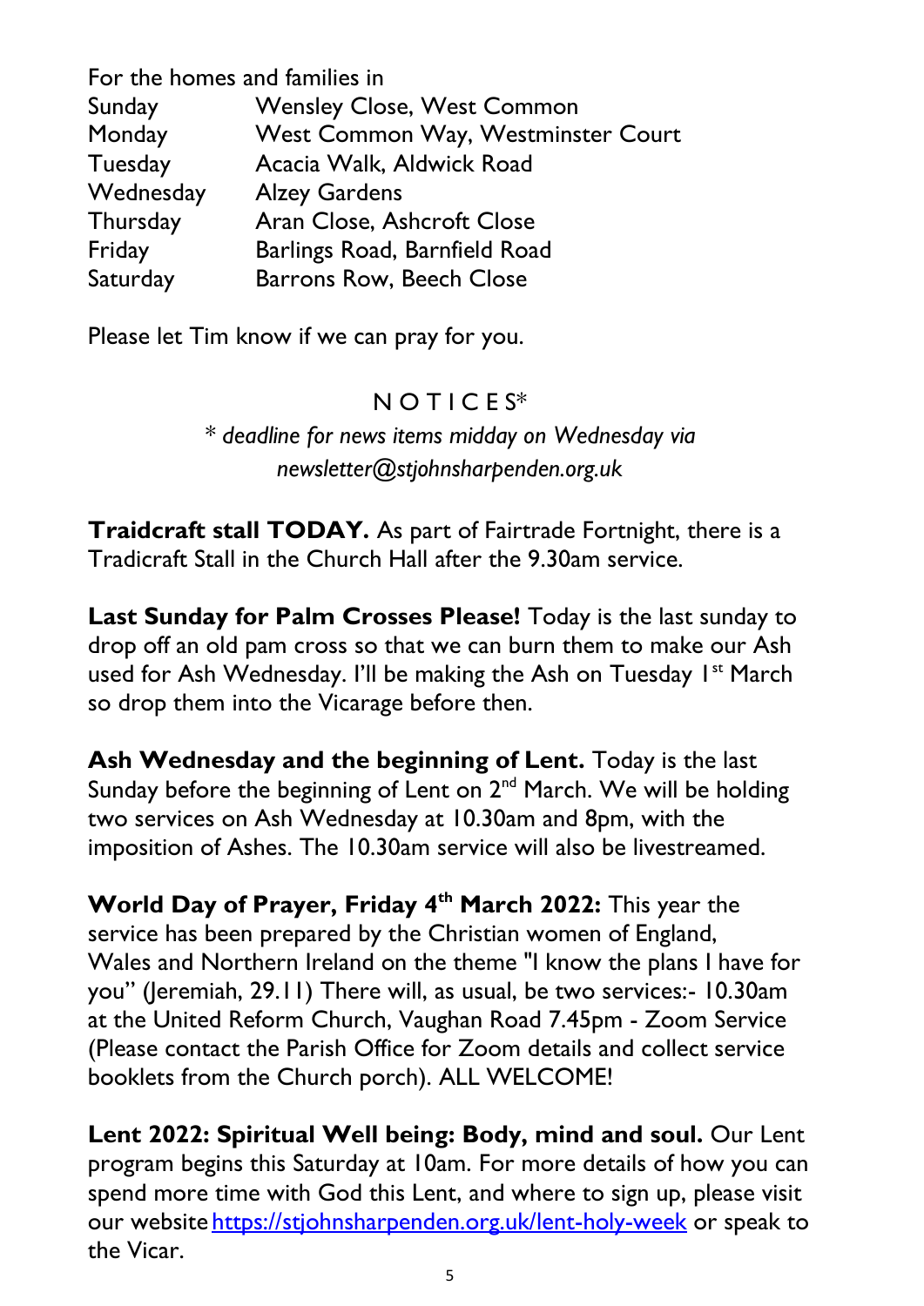For the homes and families in

| | |
|---|---|
| Sunday | Wensley Close, West Common |
| Monday | West Common Way, Westminster Court |
| Tuesday | Acacia Walk, Aldwick Road |
| Wednesday | Alzey Gardens |
| Thursday | Aran Close, Ashcroft Close |
| Friday | Barlings Road, Barnfield Road |
| Saturday | Barrons Row, Beech Close |

Please let Tim know if we can pray for you.

## N O T I C E S*

*\* deadline for news items midday on Wednesday via newsletter@stjohnsharpenden.org.uk*

**Traidcraft stall TODAY.** As part of Fairtrade Fortnight, there is a Tradicraft Stall in the Church Hall after the 9.30am service.

**Last Sunday for Palm Crosses Please!** Today is the last sunday to drop off an old pam cross so that we can burn them to make our Ash used for Ash Wednesday. I'll be making the Ash on Tuesday 1st March so drop them into the Vicarage before then.

**Ash Wednesday and the beginning of Lent.** Today is the last Sunday before the beginning of Lent on 2nd March. We will be holding two services on Ash Wednesday at 10.30am and 8pm, with the imposition of Ashes. The 10.30am service will also be livestreamed.

**World Day of Prayer, Friday 4th March 2022:** This year the service has been prepared by the Christian women of England, Wales and Northern Ireland on the theme "I know the plans I have for you" (Jeremiah, 29.11) There will, as usual, be two services:- 10.30am at the United Reform Church, Vaughan Road 7.45pm - Zoom Service (Please contact the Parish Office for Zoom details and collect service booklets from the Church porch). ALL WELCOME!

**Lent 2022: Spiritual Well being: Body, mind and soul.** Our Lent program begins this Saturday at 10am. For more details of how you can spend more time with God this Lent, and where to sign up, please visit our website https://stjohnsharpenden.org.uk/lent-holy-week or speak to the Vicar.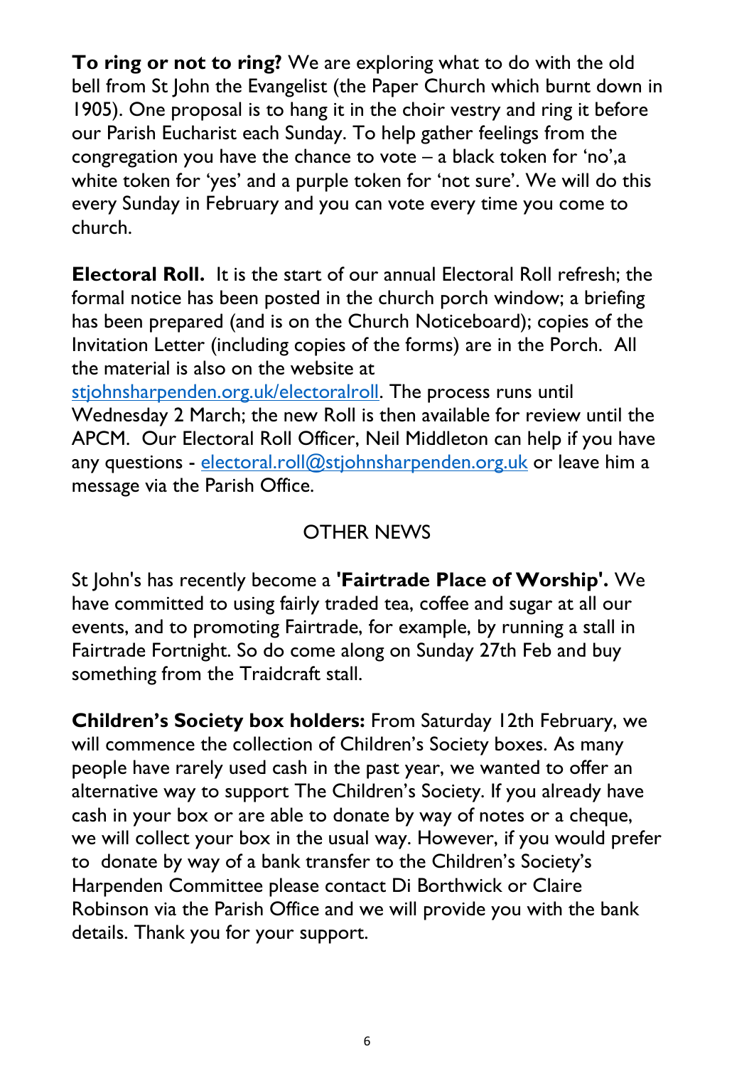**To ring or not to ring?** We are exploring what to do with the old bell from St John the Evangelist (the Paper Church which burnt down in 1905). One proposal is to hang it in the choir vestry and ring it before our Parish Eucharist each Sunday. To help gather feelings from the congregation you have the chance to vote – a black token for 'no',a white token for 'yes' and a purple token for 'not sure'. We will do this every Sunday in February and you can vote every time you come to church.

**Electoral Roll.** It is the start of our annual Electoral Roll refresh; the formal notice has been posted in the church porch window; a briefing has been prepared (and is on the Church Noticeboard); copies of the Invitation Letter (including copies of the forms) are in the Porch. All the material is also on the website at stjohnsharpenden.org.uk/electoralroll. The process runs until Wednesday 2 March; the new Roll is then available for review until the APCM. Our Electoral Roll Officer, Neil Middleton can help if you have any questions - electoral.roll@stjohnsharpenden.org.uk or leave him a message via the Parish Office.

## OTHER NEWS

St John's has recently become a **'Fairtrade Place of Worship'.** We have committed to using fairly traded tea, coffee and sugar at all our events, and to promoting Fairtrade, for example, by running a stall in Fairtrade Fortnight. So do come along on Sunday 27th Feb and buy something from the Traidcraft stall.

**Children's Society box holders:** From Saturday 12th February, we will commence the collection of Children's Society boxes. As many people have rarely used cash in the past year, we wanted to offer an alternative way to support The Children's Society. If you already have cash in your box or are able to donate by way of notes or a cheque, we will collect your box in the usual way. However, if you would prefer to donate by way of a bank transfer to the Children's Society's Harpenden Committee please contact Di Borthwick or Claire Robinson via the Parish Office and we will provide you with the bank details. Thank you for your support.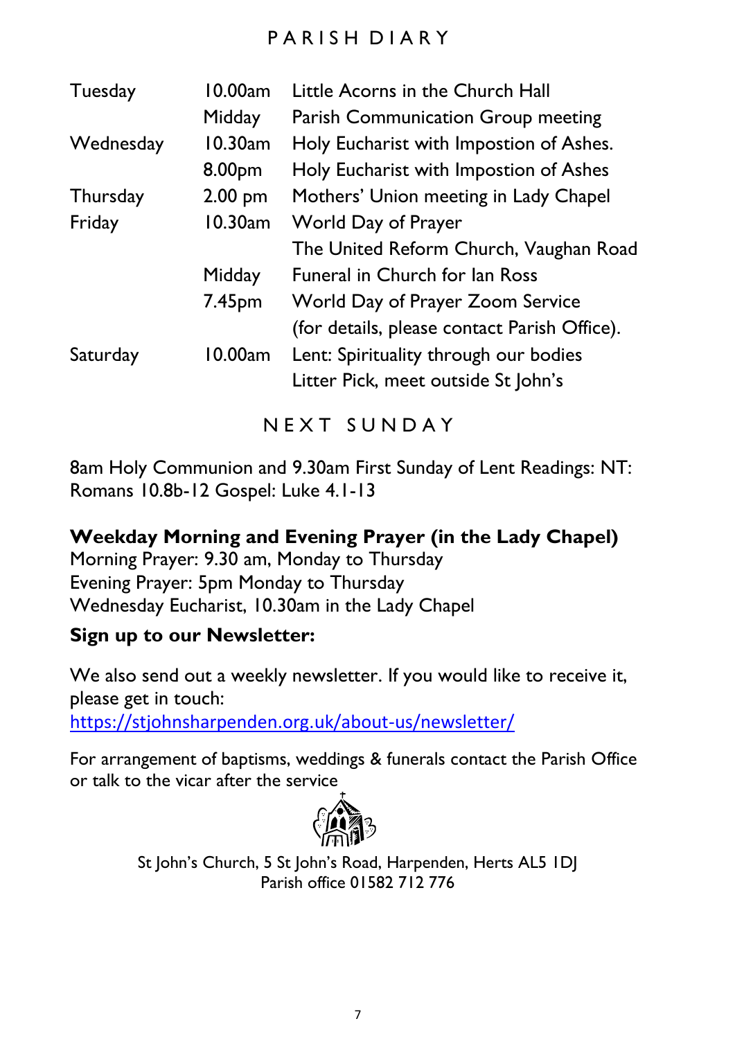## PARISH DIARY

| | | |
|---|---|---|
| Tuesday | 10.00am | Little Acorns in the Church Hall |
| | Midday | Parish Communication Group meeting |
| Wednesday | 10.30am | Holy Eucharist with Impostion of Ashes. |
| | 8.00pm | Holy Eucharist with Impostion of Ashes |
| Thursday | 2.00 pm | Mothers' Union meeting in Lady Chapel |
| Friday | 10.30am | World Day of Prayer<br>The United Reform Church, Vaughan Road |
| | Midday | Funeral in Church for Ian Ross |
| | 7.45pm | World Day of Prayer Zoom Service<br>(for details, please contact Parish Office). |
| Saturday | 10.00am | Lent: Spirituality through our bodies<br>Litter Pick, meet outside St John's |

## NEXT SUNDAY

8am Holy Communion and 9.30am First Sunday of Lent Readings: NT: Romans 10.8b-12 Gospel: Luke 4.1-13

**Weekday Morning and Evening Prayer (in the Lady Chapel)**

Morning Prayer: 9.30 am, Monday to Thursday
Evening Prayer: 5pm Monday to Thursday
Wednesday Eucharist, 10.30am in the Lady Chapel

**Sign up to our Newsletter:**

We also send out a weekly newsletter. If you would like to receive it, please get in touch:
https://stjohnsharpenden.org.uk/about-us/newsletter/

For arrangement of baptisms, weddings & funerals contact the Parish Office or talk to the vicar after the service

St John's Church, 5 St John's Road, Harpenden, Herts AL5 1DJ
Parish office 01582 712 776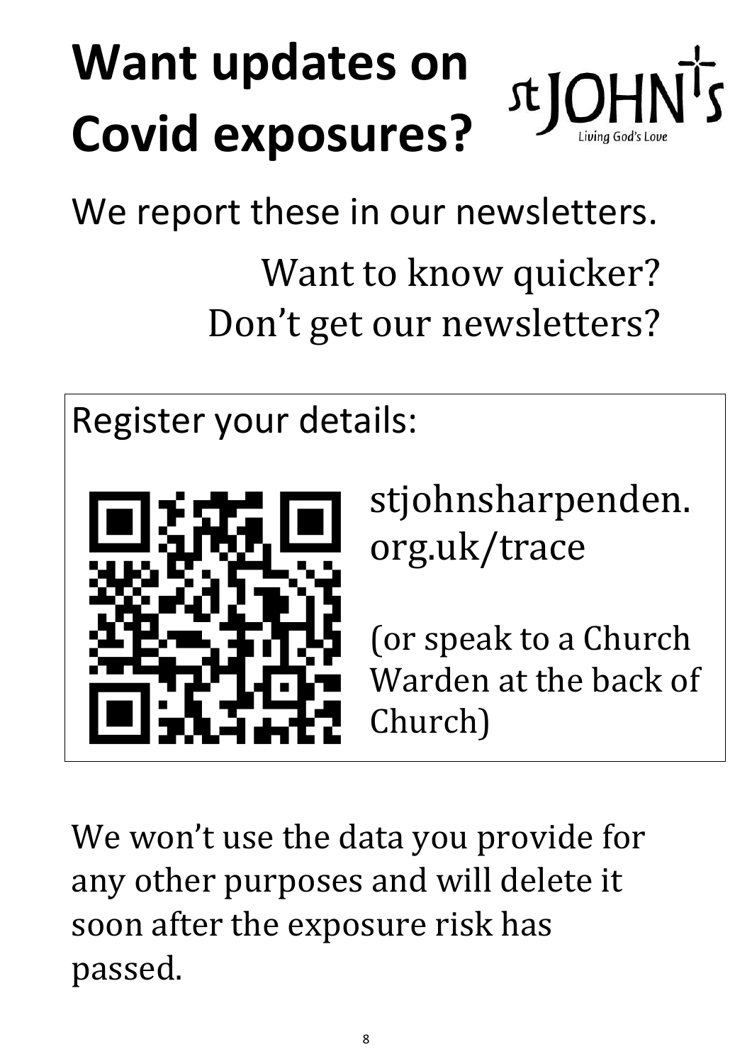# Want updates on Covid exposures?

stJOHN's
Living God's Love

We report these in our newsletters.

Want to know quicker?
Don't get our newsletters?

Register your details:

stjohnsharpenden.org.uk/trace

(or speak to a Church Warden at the back of Church)

We won't use the data you provide for any other purposes and will delete it soon after the exposure risk has passed.